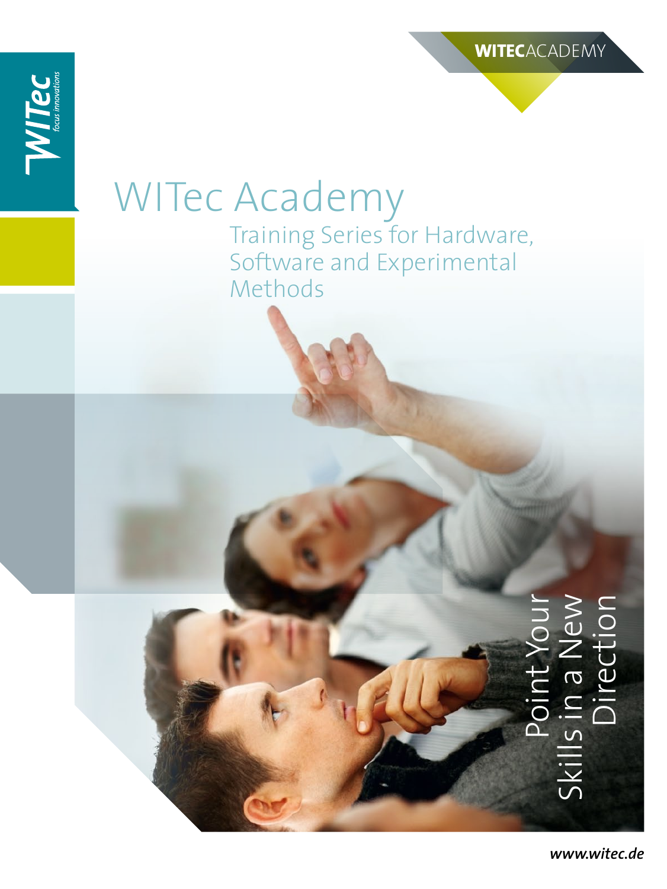WITEC ACADEMY

WITec focus innovations

# WITec Academy

## Training Series for Hardware, Software and Experimental Methods

Point Your Skills in a New Direction

www.witec.de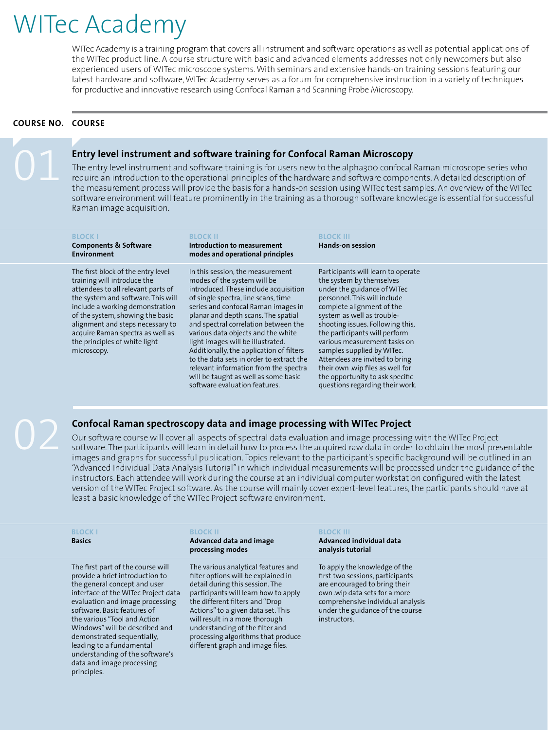# WITec Academy

WITec Academy is a training program that covers all instrument and software operations as well as potential applications of the WITec product line. A course structure with basic and advanced elements addresses not only newcomers but also experienced users of WITec microscope systems. With seminars and extensive hands-on training sessions featuring our latest hardware and software, WITec Academy serves as a forum for comprehensive instruction in a variety of techniques for productive and innovative research using Confocal Raman and Scanning Probe Microscopy.

**COURSE NO.** **COURSE**

## 01 Entry level instrument and software training for Confocal Raman Microscopy

The entry level instrument and software training is for users new to the alpha300 confocal Raman microscope series who require an introduction to the operational principles of the hardware and software components. A detailed description of the measurement process will provide the basis for a hands-on session using WITec test samples. An overview of the WITec software environment will feature prominently in the training as a thorough software knowledge is essential for successful Raman image acquisition.

| BLOCK I<br>**Components & Software Environment** | BLOCK II<br>**Introduction to measurement modes and operational principles** | BLOCK III<br>**Hands-on session** |
|---|---|---|
| The first block of the entry level training will introduce the attendees to all relevant parts of the system and software. This will include a working demonstration of the system, showing the basic alignment and steps necessary to acquire Raman spectra as well as the principles of white light microscopy. | In this session, the measurement modes of the system will be introduced. These include acquisition of single spectra, line scans, time series and confocal Raman images in planar and depth scans. The spatial and spectral correlation between the various data objects and the white light images will be illustrated. Additionally, the application of filters to the data sets in order to extract the relevant information from the spectra will be taught as well as some basic software evaluation features. | Participants will learn to operate the system by themselves under the guidance of WITec personnel. This will include complete alignment of the system as well as trouble-shooting issues. Following this, the participants will perform various measurement tasks on samples supplied by WITec. Attendees are invited to bring their own .wip files as well for the opportunity to ask specific questions regarding their work. |

## 02 Confocal Raman spectroscopy data and image processing with WITec Project

Our software course will cover all aspects of spectral data evaluation and image processing with the WITec Project software. The participants will learn in detail how to process the acquired raw data in order to obtain the most presentable images and graphs for successful publication. Topics relevant to the participant's specific background will be outlined in an "Advanced Individual Data Analysis Tutorial" in which individual measurements will be processed under the guidance of the instructors. Each attendee will work during the course at an individual computer workstation configured with the latest version of the WITec Project software. As the course will mainly cover expert-level features, the participants should have at least a basic knowledge of the WITec Project software environment.

| BLOCK I<br>**Basics** | BLOCK II<br>**Advanced data and image processing modes** | BLOCK III<br>**Advanced individual data analysis tutorial** |
|---|---|---|
| The first part of the course will provide a brief introduction to the general concept and user interface of the WITec Project data evaluation and image processing software. Basic features of the various "Tool and Action Windows" will be described and demonstrated sequentially, leading to a fundamental understanding of the software's data and image processing principles. | The various analytical features and filter options will be explained in detail during this session. The participants will learn how to apply the different filters and "Drop Actions" to a given data set. This will result in a more thorough understanding of the filter and processing algorithms that produce different graph and image files. | To apply the knowledge of the first two sessions, participants are encouraged to bring their own .wip data sets for a more comprehensive individual analysis under the guidance of the course instructors. |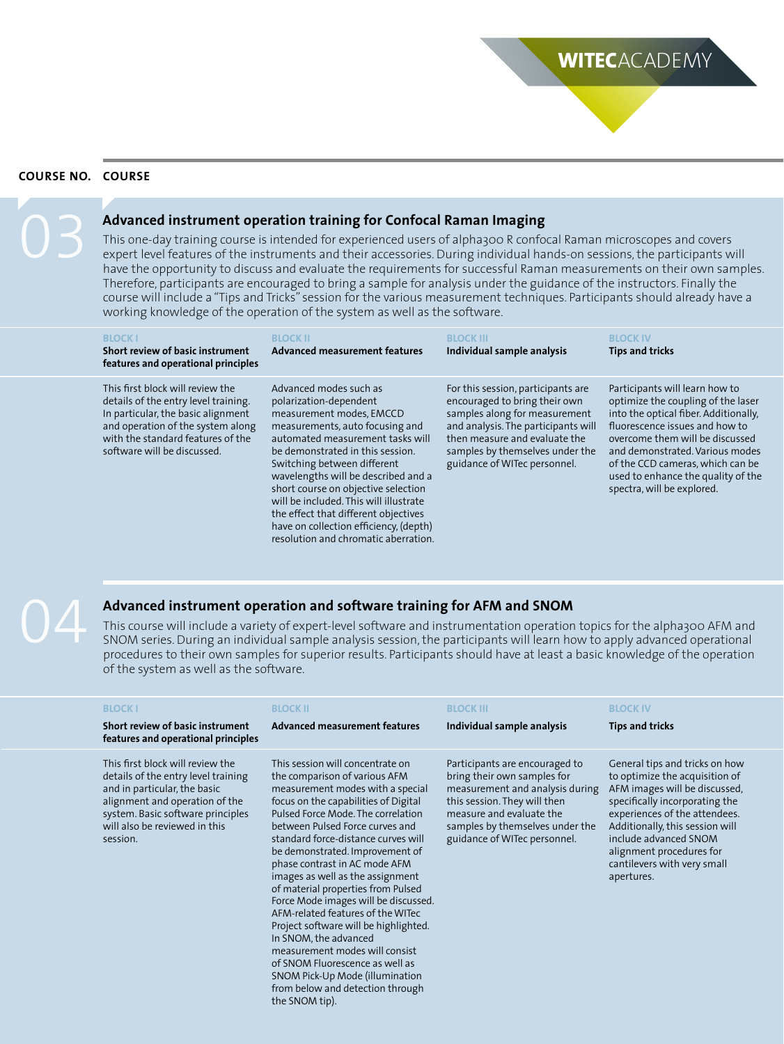**COURSE NO.** **COURSE**

## 03 Advanced instrument operation training for Confocal Raman Imaging

This one-day training course is intended for experienced users of alpha300 R confocal Raman microscopes and covers expert level features of the instruments and their accessories. During individual hands-on sessions, the participants will have the opportunity to discuss and evaluate the requirements for successful Raman measurements on their own samples. Therefore, participants are encouraged to bring a sample for analysis under the guidance of the instructors. Finally the course will include a "Tips and Tricks" session for the various measurement techniques. Participants should already have a working knowledge of the operation of the system as well as the software.

| BLOCK I<br>**Short review of basic instrument features and operational principles** | BLOCK II<br>**Advanced measurement features** | BLOCK III<br>**Individual sample analysis** | BLOCK IV<br>**Tips and tricks** |
|---|---|---|---|
| This first block will review the details of the entry level training. In particular, the basic alignment and operation of the system along with the standard features of the software will be discussed. | Advanced modes such as polarization-dependent measurement modes, EMCCD measurements, auto focusing and automated measurement tasks will be demonstrated in this session. Switching between different wavelengths will be described and a short course on objective selection will be included. This will illustrate the effect that different objectives have on collection efficiency, (depth) resolution and chromatic aberration. | For this session, participants are encouraged to bring their own samples along for measurement and analysis. The participants will then measure and evaluate the samples by themselves under the guidance of WITec personnel. | Participants will learn how to optimize the coupling of the laser into the optical fiber. Additionally, fluorescence issues and how to overcome them will be discussed and demonstrated. Various modes of the CCD cameras, which can be used to enhance the quality of the spectra, will be explored. |

## 04 Advanced instrument operation and software training for AFM and SNOM

This course will include a variety of expert-level software and instrumentation operation topics for the alpha300 AFM and SNOM series. During an individual sample analysis session, the participants will learn how to apply advanced operational procedures to their own samples for superior results. Participants should have at least a basic knowledge of the operation of the system as well as the software.

| BLOCK I<br>**Short review of basic instrument features and operational principles** | BLOCK II<br>**Advanced measurement features** | BLOCK III<br>**Individual sample analysis** | BLOCK IV<br>**Tips and tricks** |
|---|---|---|---|
| This first block will review the details of the entry level training and in particular, the basic alignment and operation of the system. Basic software principles will also be reviewed in this session. | This session will concentrate on the comparison of various AFM measurement modes with a special focus on the capabilities of Digital Pulsed Force Mode. The correlation between Pulsed Force curves and standard force-distance curves will be demonstrated. Improvement of phase contrast in AC mode AFM images as well as the assignment of material properties from Pulsed Force Mode images will be discussed. AFM-related features of the WITec Project software will be highlighted. In SNOM, the advanced measurement modes will consist of SNOM Fluorescence as well as SNOM Pick-Up Mode (illumination from below and detection through the SNOM tip). | Participants are encouraged to bring their own samples for measurement and analysis during this session. They will then measure and evaluate the samples by themselves under the guidance of WITec personnel. | General tips and tricks on how to optimize the acquisition of AFM images will be discussed, specifically incorporating the experiences of the attendees. Additionally, this session will include advanced SNOM alignment procedures for cantilevers with very small apertures. |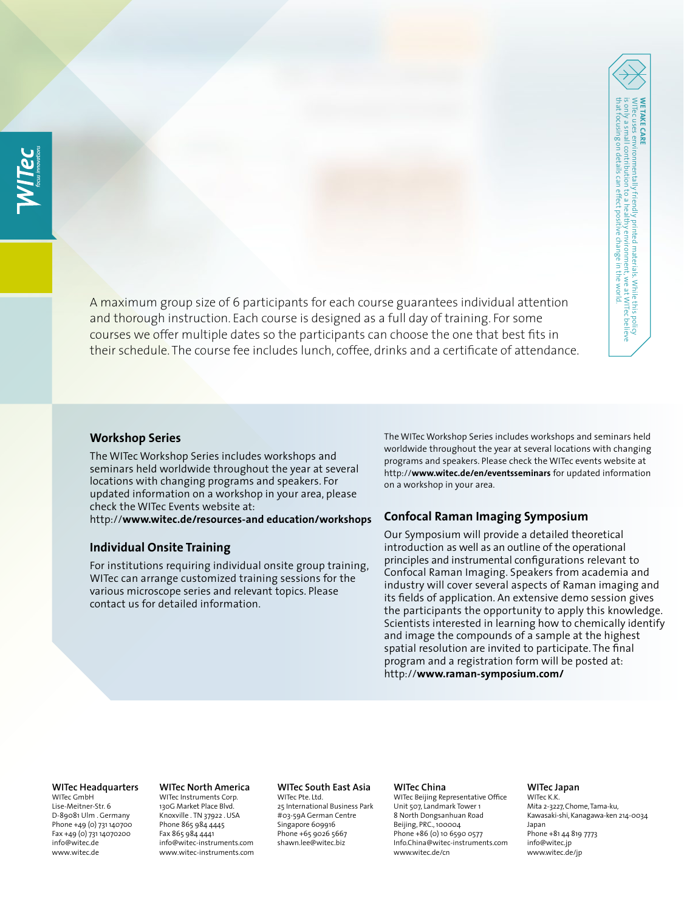WITec focus innovations

**WE TAKE CARE**
WITec uses environmentally friendly printed materials. While this policy is only a small contribution to a healthy environment, we at WITec believe that focusing on details can effect positive change in the world.

A maximum group size of 6 participants for each course guarantees individual attention and thorough instruction. Each course is designed as a full day of training. For some courses we offer multiple dates so the participants can choose the one that best fits in their schedule. The course fee includes lunch, coffee, drinks and a certificate of attendance.

## Workshop Series

The WITec Workshop Series includes workshops and seminars held worldwide throughout the year at several locations with changing programs and speakers. For updated information on a workshop in your area, please check the WITec Events website at:
http://**www.witec.de/resources-and education/workshops**

## Individual Onsite Training

For institutions requiring individual onsite group training, WITec can arrange customized training sessions for the various microscope series and relevant topics. Please contact us for detailed information.

The WITec Workshop Series includes workshops and seminars held worldwide throughout the year at several locations with changing programs and speakers. Please check the WITec events website at http://**www.witec.de/en/eventsseminars** for updated information on a workshop in your area.

## Confocal Raman Imaging Symposium

Our Symposium will provide a detailed theoretical introduction as well as an outline of the operational principles and instrumental configurations relevant to Confocal Raman Imaging. Speakers from academia and industry will cover several aspects of Raman imaging and its fields of application. An extensive demo session gives the participants the opportunity to apply this knowledge. Scientists interested in learning how to chemically identify and image the compounds of a sample at the highest spatial resolution are invited to participate. The final program and a registration form will be posted at:
http://**www.raman-symposium.com/**

**WITec Headquarters**
WITec GmbH
Lise-Meitner-Str. 6
D-89081 Ulm . Germany
Phone +49 (0) 731 140700
Fax +49 (0) 731 14070200
info@witec.de
www.witec.de

**WITec North America**
WITec Instruments Corp.
130G Market Place Blvd.
Knoxville . TN 37922 . USA
Phone 865 984 4445
Fax 865 984 4441
info@witec-instruments.com
www.witec-instruments.com

**WITec South East Asia**
WITec Pte. Ltd.
25 International Business Park
#03-59A German Centre
Singapore 609916
Phone +65 9026 5667
shawn.lee@witec.biz

**WITec China**
WITec Beijing Representative Office
Unit 507, Landmark Tower 1
8 North Dongsanhuan Road
Beijing, PRC., 100004
Phone +86 (0) 10 6590 0577
Info.China@witec-instruments.com
www.witec.de/cn

**WITec Japan**
WITec K.K.
Mita 2-3227, Chome, Tama-ku,
Kawasaki-shi, Kanagawa-ken 214-0034
Japan
Phone +81 44 819 7773
info@witec.jp
www.witec.de/jp